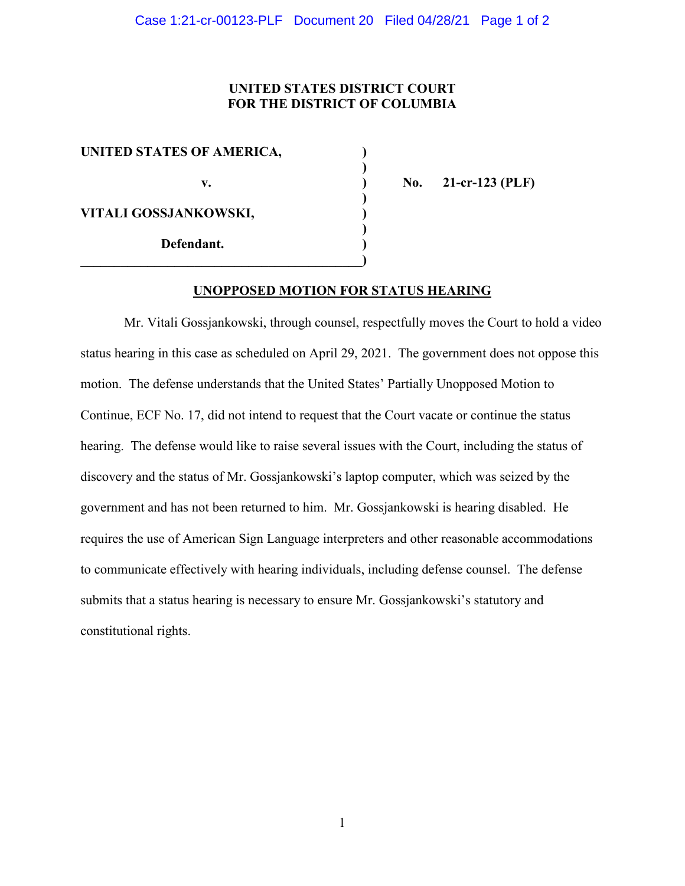**UNITED STATES DISTRICT COURT**
**FOR THE DISTRICT OF COLUMBIA**

| | | |
|---|---|---|
| **UNITED STATES OF AMERICA,** | ) | |
| | ) | |
| **v.** | ) | **No. 21-cr-123 (PLF)** |
| | ) | |
| **VITALI GOSSJANKOWSKI,** | ) | |
| | ) | |
| **Defendant.** | ) | |
| | ) | |

## UNOPPOSED MOTION FOR STATUS HEARING

Mr. Vitali Gossjankowski, through counsel, respectfully moves the Court to hold a video status hearing in this case as scheduled on April 29, 2021. The government does not oppose this motion. The defense understands that the United States' Partially Unopposed Motion to Continue, ECF No. 17, did not intend to request that the Court vacate or continue the status hearing. The defense would like to raise several issues with the Court, including the status of discovery and the status of Mr. Gossjankowski's laptop computer, which was seized by the government and has not been returned to him. Mr. Gossjankowski is hearing disabled. He requires the use of American Sign Language interpreters and other reasonable accommodations to communicate effectively with hearing individuals, including defense counsel. The defense submits that a status hearing is necessary to ensure Mr. Gossjankowski's statutory and constitutional rights.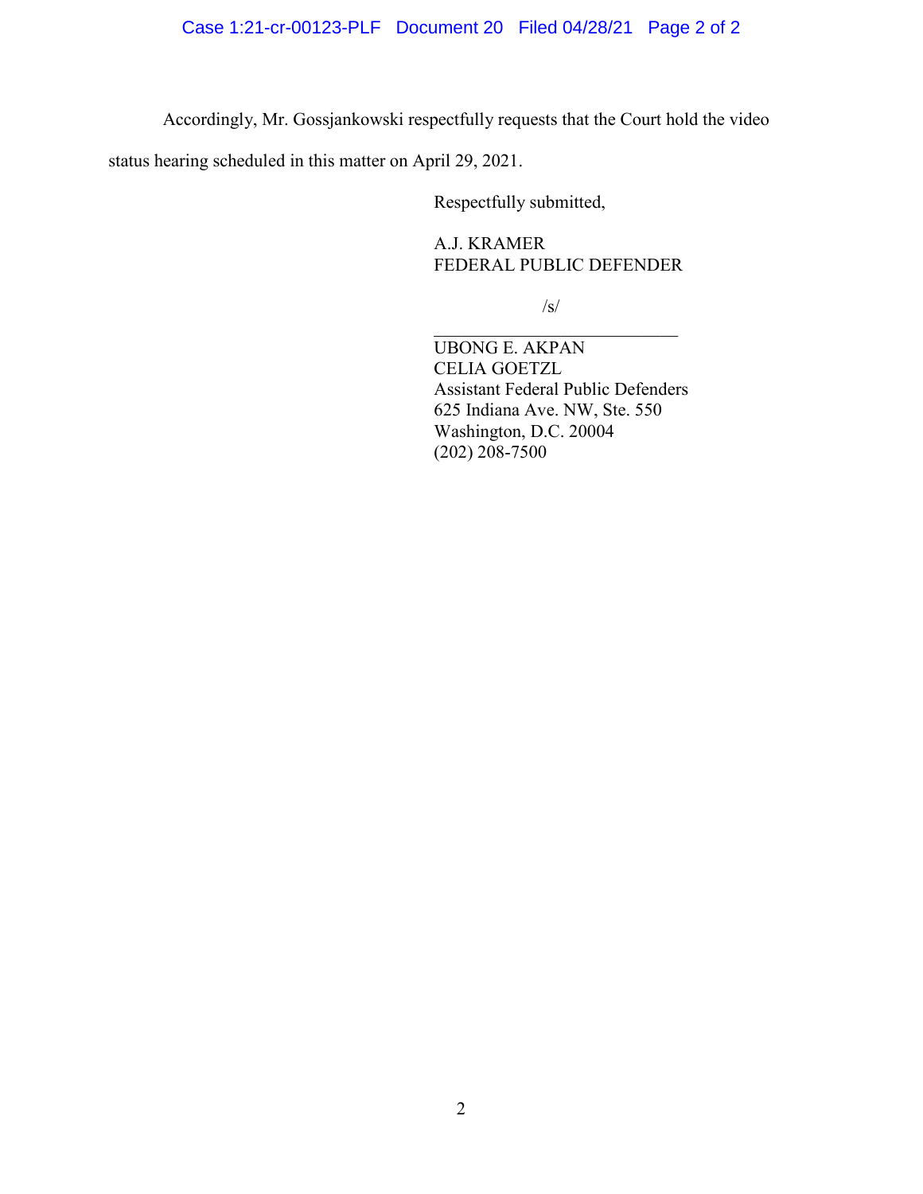Accordingly, Mr. Gossjankowski respectfully requests that the Court hold the video status hearing scheduled in this matter on April 29, 2021.

Respectfully submitted,

A.J. KRAMER
FEDERAL PUBLIC DEFENDER

/s/
\_\_\_\_\_\_\_\_\_\_\_\_\_\_\_\_\_\_\_\_\_\_\_\_\_\_\_\_

UBONG E. AKPAN
CELIA GOETZL
Assistant Federal Public Defenders
625 Indiana Ave. NW, Ste. 550
Washington, D.C. 20004
(202) 208-7500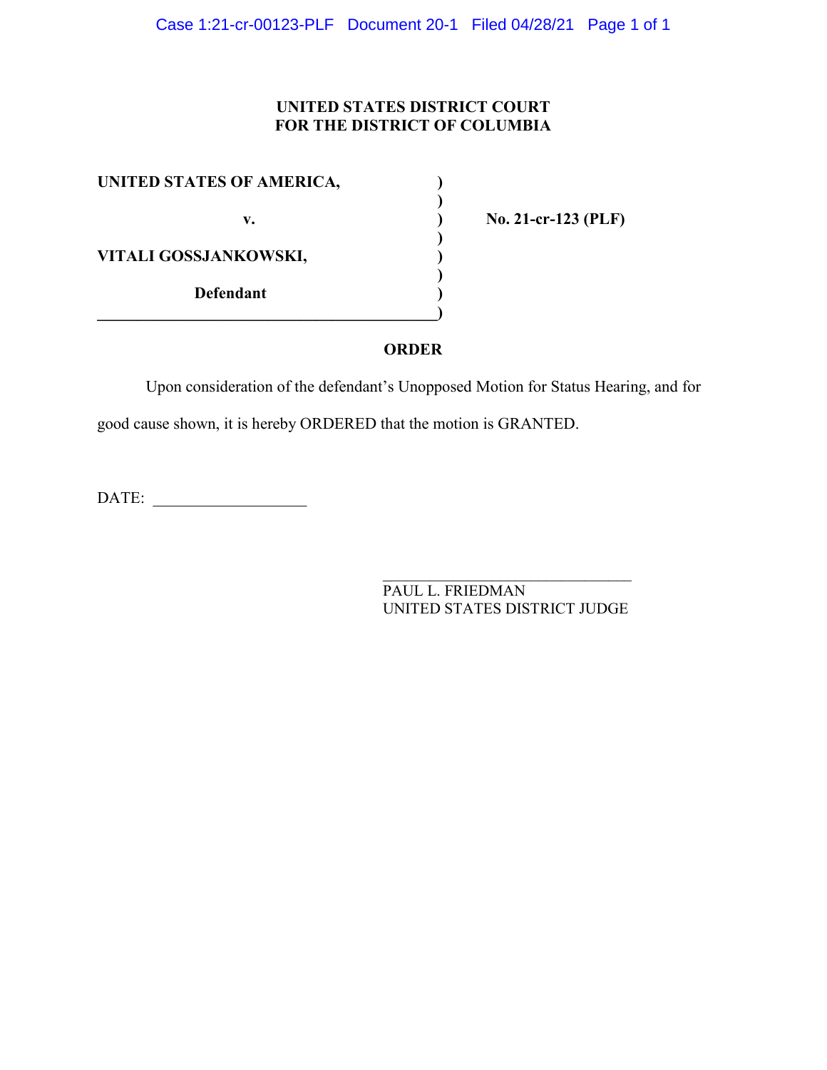**UNITED STATES DISTRICT COURT**
**FOR THE DISTRICT OF COLUMBIA**

| | | |
|---|---|---|
| **UNITED STATES OF AMERICA,** | ) | |
| | ) | |
| **v.** | ) | **No. 21-cr-123 (PLF)** |
| | ) | |
| **VITALI GOSSJANKOWSKI,** | ) | |
| | ) | |
| **Defendant** | ) | |
| | ) | |

**ORDER**

Upon consideration of the defendant's Unopposed Motion for Status Hearing, and for good cause shown, it is hereby ORDERED that the motion is GRANTED.

DATE: ___________________

_______________________________
PAUL L. FRIEDMAN
UNITED STATES DISTRICT JUDGE